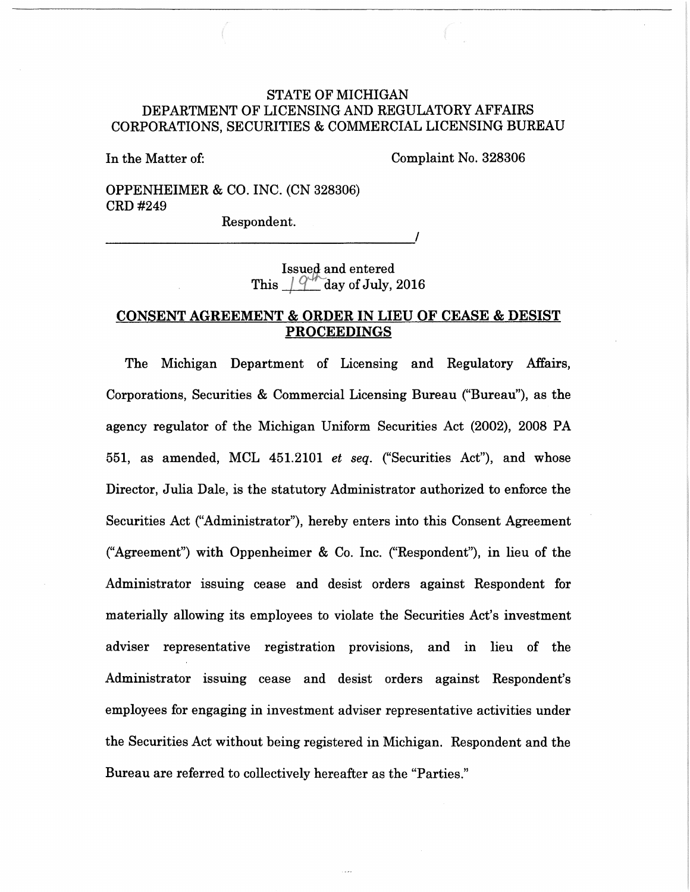STATE OF MICHIGAN
DEPARTMENT OF LICENSING AND REGULATORY AFFAIRS
CORPORATIONS, SECURITIES & COMMERCIAL LICENSING BUREAU

In the Matter of: Complaint No. 328306

OPPENHEIMER & CO. INC. (CN 328306)
CRD #249

Respondent.

_______________________________________________/

Issued and entered
This 19th day of July, 2016

## CONSENT AGREEMENT & ORDER IN LIEU OF CEASE & DESIST PROCEEDINGS

The Michigan Department of Licensing and Regulatory Affairs, Corporations, Securities & Commercial Licensing Bureau ("Bureau"), as the agency regulator of the Michigan Uniform Securities Act (2002), 2008 PA 551, as amended, MCL 451.2101 *et seq.* ("Securities Act"), and whose Director, Julia Dale, is the statutory Administrator authorized to enforce the Securities Act ("Administrator"), hereby enters into this Consent Agreement ("Agreement") with Oppenheimer & Co. Inc. ("Respondent"), in lieu of the Administrator issuing cease and desist orders against Respondent for materially allowing its employees to violate the Securities Act's investment adviser representative registration provisions, and in lieu of the Administrator issuing cease and desist orders against Respondent's employees for engaging in investment adviser representative activities under the Securities Act without being registered in Michigan. Respondent and the Bureau are referred to collectively hereafter as the "Parties."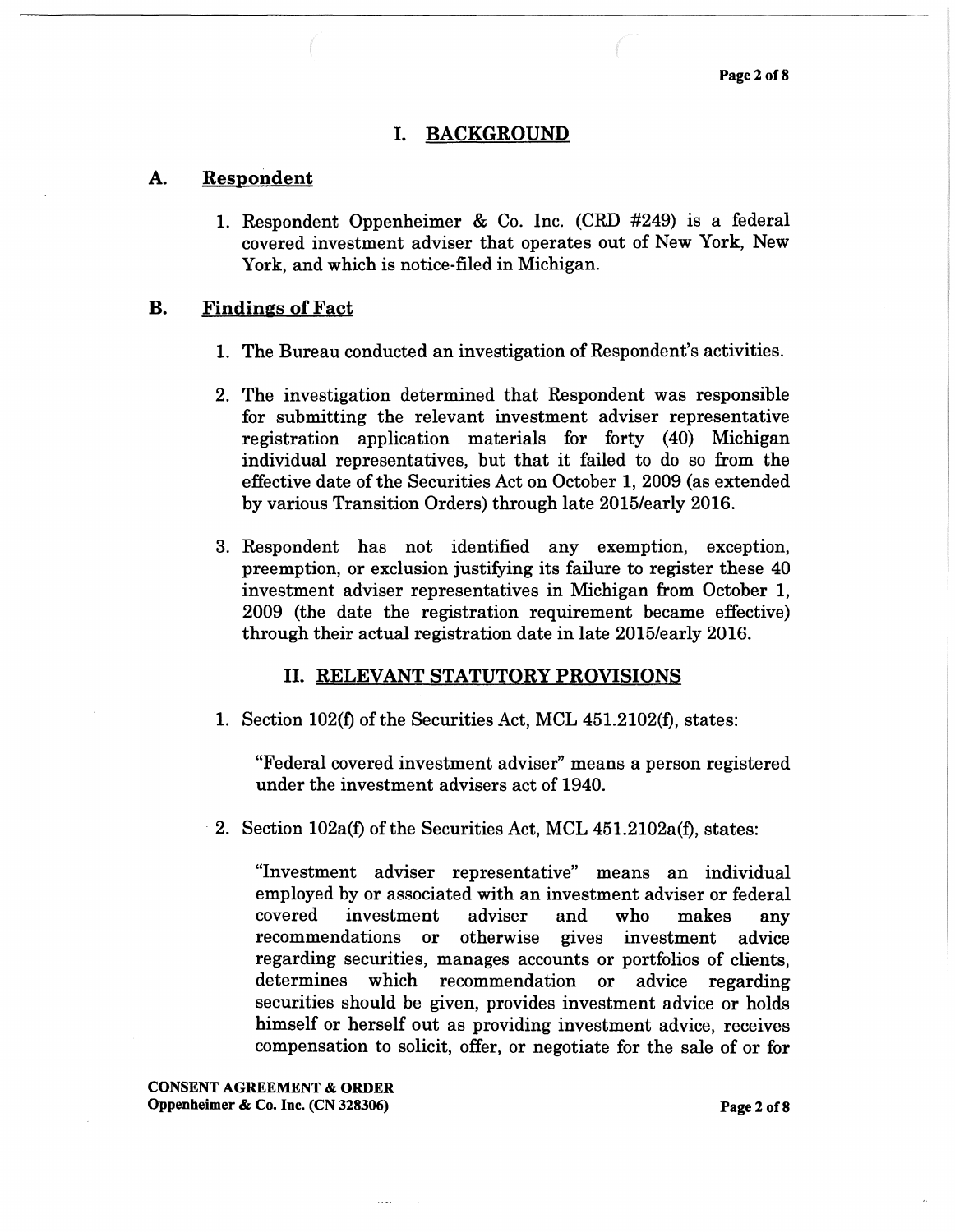# I. BACKGROUND

## A. Respondent

1. Respondent Oppenheimer & Co. Inc. (CRD #249) is a federal covered investment adviser that operates out of New York, New York, and which is notice-filed in Michigan.

## B. Findings of Fact

1. The Bureau conducted an investigation of Respondent's activities.

2. The investigation determined that Respondent was responsible for submitting the relevant investment adviser representative registration application materials for forty (40) Michigan individual representatives, but that it failed to do so from the effective date of the Securities Act on October 1, 2009 (as extended by various Transition Orders) through late 2015/early 2016.

3. Respondent has not identified any exemption, exception, preemption, or exclusion justifying its failure to register these 40 investment adviser representatives in Michigan from October 1, 2009 (the date the registration requirement became effective) through their actual registration date in late 2015/early 2016.

# II. RELEVANT STATUTORY PROVISIONS

1. Section 102(f) of the Securities Act, MCL 451.2102(f), states:

   "Federal covered investment adviser" means a person registered under the investment advisers act of 1940.

2. Section 102a(f) of the Securities Act, MCL 451.2102a(f), states:

   "Investment adviser representative" means an individual employed by or associated with an investment adviser or federal covered investment adviser and who makes any recommendations or otherwise gives investment advice regarding securities, manages accounts or portfolios of clients, determines which recommendation or advice regarding securities should be given, provides investment advice or holds himself or herself out as providing investment advice, receives compensation to solicit, offer, or negotiate for the sale of or for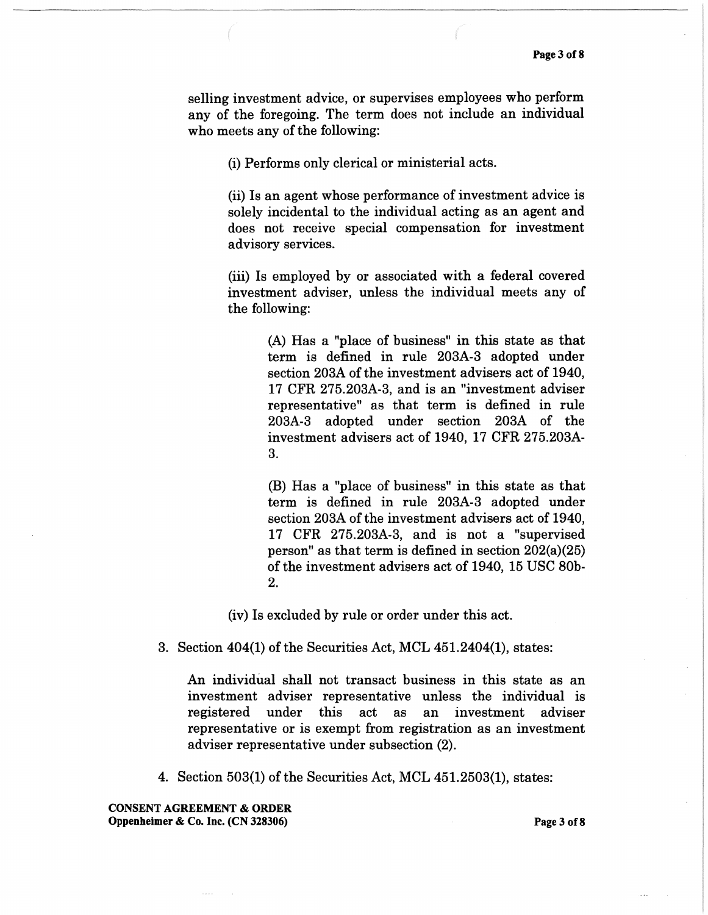selling investment advice, or supervises employees who perform any of the foregoing. The term does not include an individual who meets any of the following:

> (i) Performs only clerical or ministerial acts.
>
> (ii) Is an agent whose performance of investment advice is solely incidental to the individual acting as an agent and does not receive special compensation for investment advisory services.
>
> (iii) Is employed by or associated with a federal covered investment adviser, unless the individual meets any of the following:
>
> > (A) Has a "place of business" in this state as that term is defined in rule 203A-3 adopted under section 203A of the investment advisers act of 1940, 17 CFR 275.203A-3, and is an "investment adviser representative" as that term is defined in rule 203A-3 adopted under section 203A of the investment advisers act of 1940, 17 CFR 275.203A-3.
> >
> > (B) Has a "place of business" in this state as that term is defined in rule 203A-3 adopted under section 203A of the investment advisers act of 1940, 17 CFR 275.203A-3, and is not a "supervised person" as that term is defined in section 202(a)(25) of the investment advisers act of 1940, 15 USC 80b-2.
>
> (iv) Is excluded by rule or order under this act.

3. Section 404(1) of the Securities Act, MCL 451.2404(1), states:

   An individual shall not transact business in this state as an investment adviser representative unless the individual is registered under this act as an investment adviser representative or is exempt from registration as an investment adviser representative under subsection (2).

4. Section 503(1) of the Securities Act, MCL 451.2503(1), states:

**CONSENT AGREEMENT & ORDER**
**Oppenheimer & Co. Inc. (CN 328306)**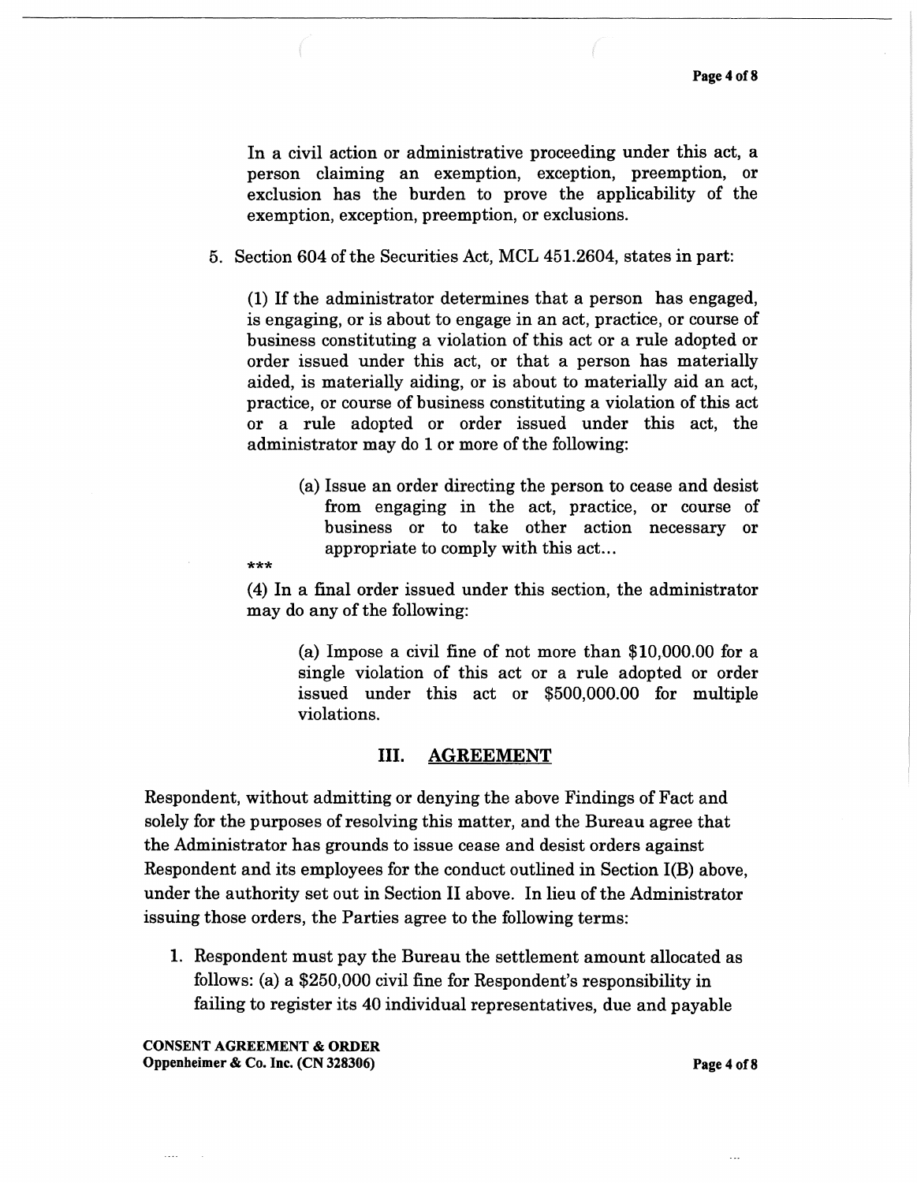In a civil action or administrative proceeding under this act, a person claiming an exemption, exception, preemption, or exclusion has the burden to prove the applicability of the exemption, exception, preemption, or exclusions.

5. Section 604 of the Securities Act, MCL 451.2604, states in part:

   (1) If the administrator determines that a person has engaged, is engaging, or is about to engage in an act, practice, or course of business constituting a violation of this act or a rule adopted or order issued under this act, or that a person has materially aided, is materially aiding, or is about to materially aid an act, practice, or course of business constituting a violation of this act or a rule adopted or order issued under this act, the administrator may do 1 or more of the following:

   > (a) Issue an order directing the person to cease and desist from engaging in the act, practice, or course of business or to take other action necessary or appropriate to comply with this act...

   ***

   (4) In a final order issued under this section, the administrator may do any of the following:

   > (a) Impose a civil fine of not more than $10,000.00 for a single violation of this act or a rule adopted or order issued under this act or $500,000.00 for multiple violations.

## III. AGREEMENT

Respondent, without admitting or denying the above Findings of Fact and solely for the purposes of resolving this matter, and the Bureau agree that the Administrator has grounds to issue cease and desist orders against Respondent and its employees for the conduct outlined in Section I(B) above, under the authority set out in Section II above. In lieu of the Administrator issuing those orders, the Parties agree to the following terms:

1. Respondent must pay the Bureau the settlement amount allocated as follows: (a) a $250,000 civil fine for Respondent's responsibility in failing to register its 40 individual representatives, due and payable

**CONSENT AGREEMENT & ORDER**
**Oppenheimer & Co. Inc. (CN 328306)**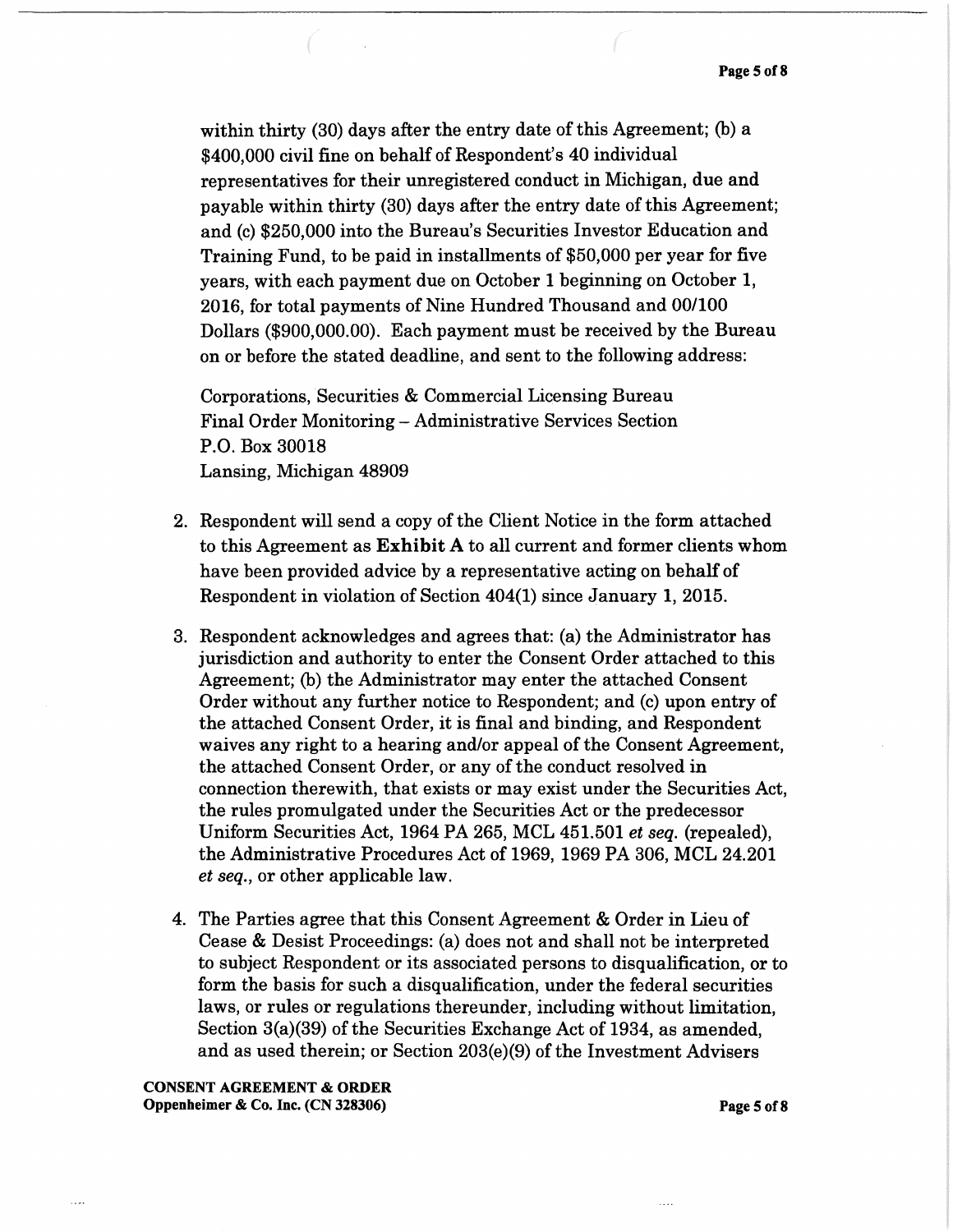within thirty (30) days after the entry date of this Agreement; (b) a $400,000 civil fine on behalf of Respondent's 40 individual representatives for their unregistered conduct in Michigan, due and payable within thirty (30) days after the entry date of this Agreement; and (c) $250,000 into the Bureau's Securities Investor Education and Training Fund, to be paid in installments of $50,000 per year for five years, with each payment due on October 1 beginning on October 1, 2016, for total payments of Nine Hundred Thousand and 00/100 Dollars ($900,000.00). Each payment must be received by the Bureau on or before the stated deadline, and sent to the following address:

Corporations, Securities & Commercial Licensing Bureau
Final Order Monitoring – Administrative Services Section
P.O. Box 30018
Lansing, Michigan 48909

2. Respondent will send a copy of the Client Notice in the form attached to this Agreement as **Exhibit A** to all current and former clients whom have been provided advice by a representative acting on behalf of Respondent in violation of Section 404(1) since January 1, 2015.

3. Respondent acknowledges and agrees that: (a) the Administrator has jurisdiction and authority to enter the Consent Order attached to this Agreement; (b) the Administrator may enter the attached Consent Order without any further notice to Respondent; and (c) upon entry of the attached Consent Order, it is final and binding, and Respondent waives any right to a hearing and/or appeal of the Consent Agreement, the attached Consent Order, or any of the conduct resolved in connection therewith, that exists or may exist under the Securities Act, the rules promulgated under the Securities Act or the predecessor Uniform Securities Act, 1964 PA 265, MCL 451.501 *et seq.* (repealed), the Administrative Procedures Act of 1969, 1969 PA 306, MCL 24.201 *et seq.*, or other applicable law.

4. The Parties agree that this Consent Agreement & Order in Lieu of Cease & Desist Proceedings: (a) does not and shall not be interpreted to subject Respondent or its associated persons to disqualification, or to form the basis for such a disqualification, under the federal securities laws, or rules or regulations thereunder, including without limitation, Section 3(a)(39) of the Securities Exchange Act of 1934, as amended, and as used therein; or Section 203(e)(9) of the Investment Advisers

**CONSENT AGREEMENT & ORDER**
**Oppenheimer & Co. Inc. (CN 328306)**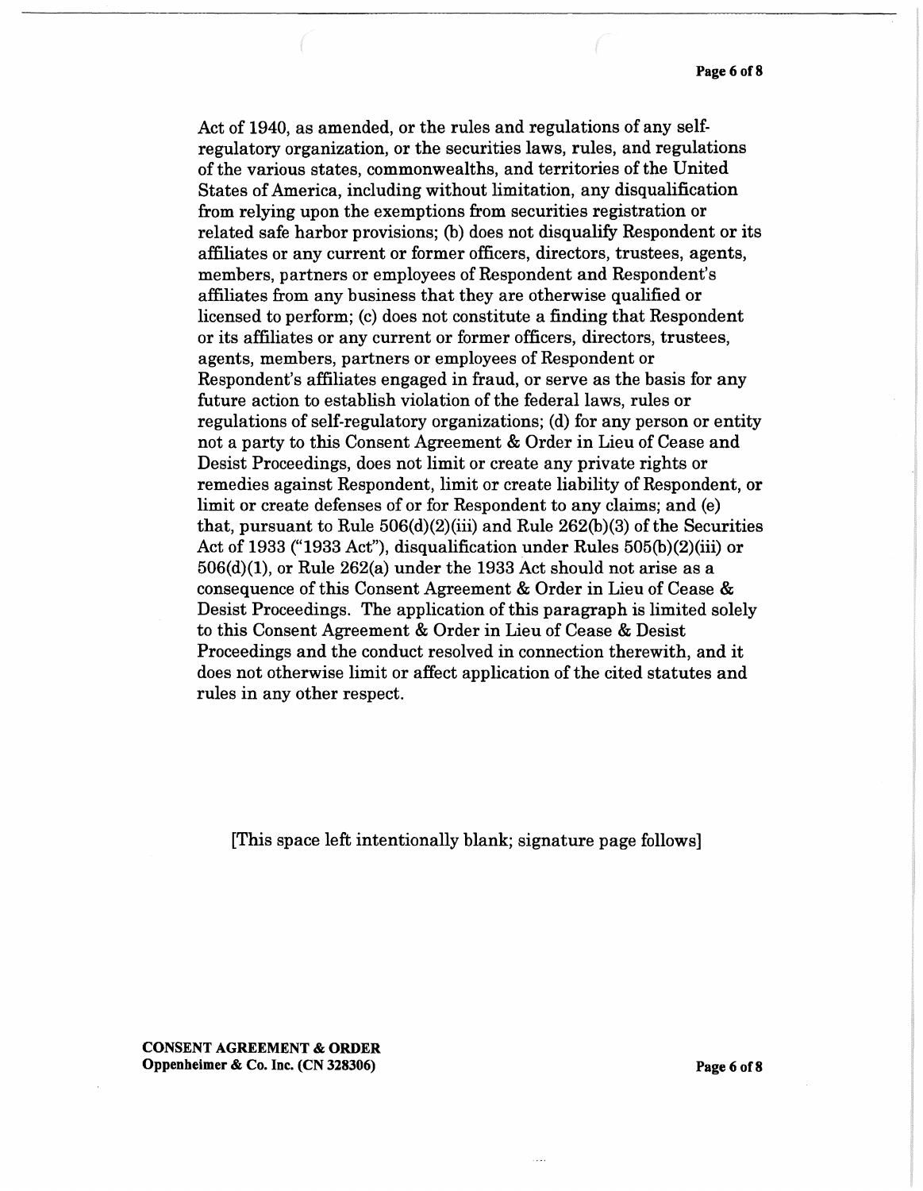Act of 1940, as amended, or the rules and regulations of any self-regulatory organization, or the securities laws, rules, and regulations of the various states, commonwealths, and territories of the United States of America, including without limitation, any disqualification from relying upon the exemptions from securities registration or related safe harbor provisions; (b) does not disqualify Respondent or its affiliates or any current or former officers, directors, trustees, agents, members, partners or employees of Respondent and Respondent's affiliates from any business that they are otherwise qualified or licensed to perform; (c) does not constitute a finding that Respondent or its affiliates or any current or former officers, directors, trustees, agents, members, partners or employees of Respondent or Respondent's affiliates engaged in fraud, or serve as the basis for any future action to establish violation of the federal laws, rules or regulations of self-regulatory organizations; (d) for any person or entity not a party to this Consent Agreement & Order in Lieu of Cease and Desist Proceedings, does not limit or create any private rights or remedies against Respondent, limit or create liability of Respondent, or limit or create defenses of or for Respondent to any claims; and (e) that, pursuant to Rule 506(d)(2)(iii) and Rule 262(b)(3) of the Securities Act of 1933 ("1933 Act"), disqualification under Rules 505(b)(2)(iii) or 506(d)(1), or Rule 262(a) under the 1933 Act should not arise as a consequence of this Consent Agreement & Order in Lieu of Cease & Desist Proceedings. The application of this paragraph is limited solely to this Consent Agreement & Order in Lieu of Cease & Desist Proceedings and the conduct resolved in connection therewith, and it does not otherwise limit or affect application of the cited statutes and rules in any other respect.

[This space left intentionally blank; signature page follows]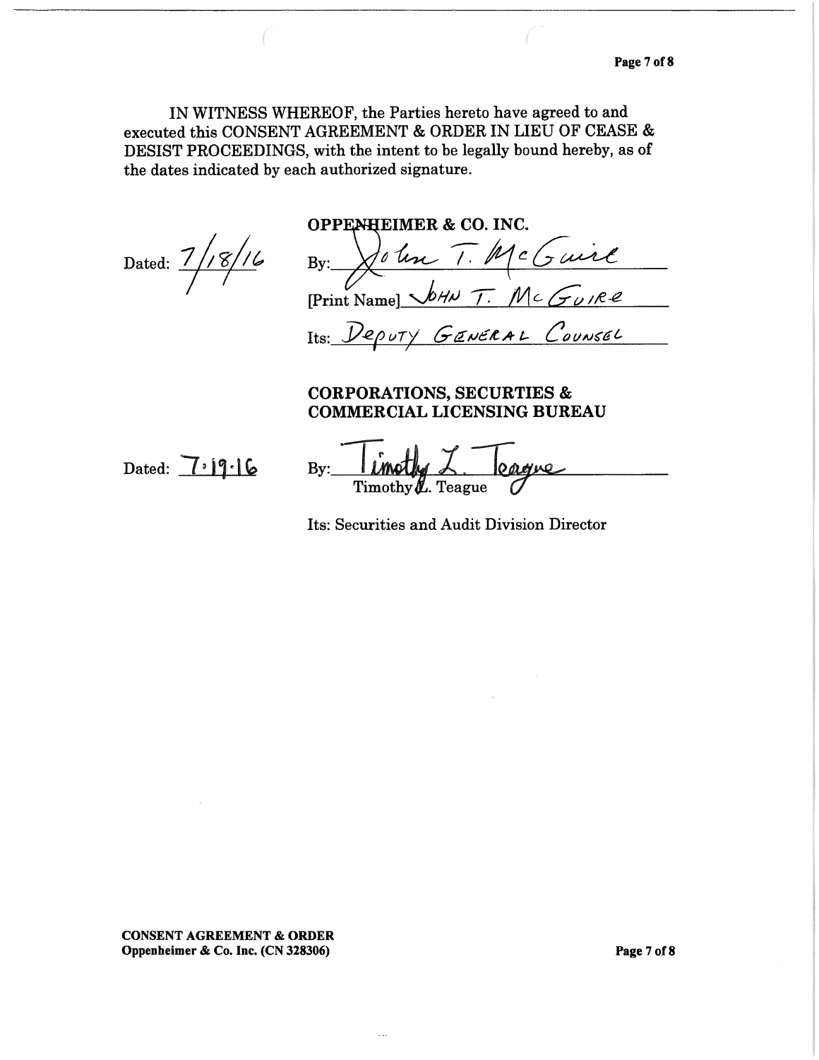IN WITNESS WHEREOF, the Parties hereto have agreed to and executed this CONSENT AGREEMENT & ORDER IN LIEU OF CEASE & DESIST PROCEEDINGS, with the intent to be legally bound hereby, as of the dates indicated by each authorized signature.

**OPPENHEIMER & CO. INC.**

Dated: 7/18/16

By: John T. McGuire

[Print Name] JOHN T. McGUIRE

Its: DEPUTY GENERAL COUNSEL

**CORPORATIONS, SECURTIES & COMMERCIAL LICENSING BUREAU**

Dated: 7·19·16

By: Timothy L. Teague
Timothy L. Teague

Its: Securities and Audit Division Director

**CONSENT AGREEMENT & ORDER**
**Oppenheimer & Co. Inc. (CN 328306)**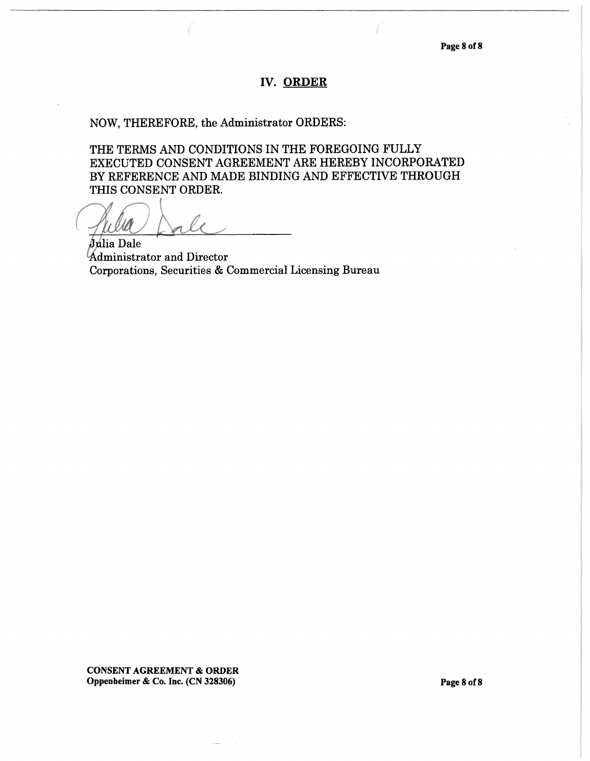## IV. ORDER

NOW, THEREFORE, the Administrator ORDERS:

THE TERMS AND CONDITIONS IN THE FOREGOING FULLY EXECUTED CONSENT AGREEMENT ARE HEREBY INCORPORATED BY REFERENCE AND MADE BINDING AND EFFECTIVE THROUGH THIS CONSENT ORDER.

Julia Dale
Administrator and Director
Corporations, Securities & Commercial Licensing Bureau

**CONSENT AGREEMENT & ORDER**
**Oppenheimer & Co. Inc. (CN 328306)**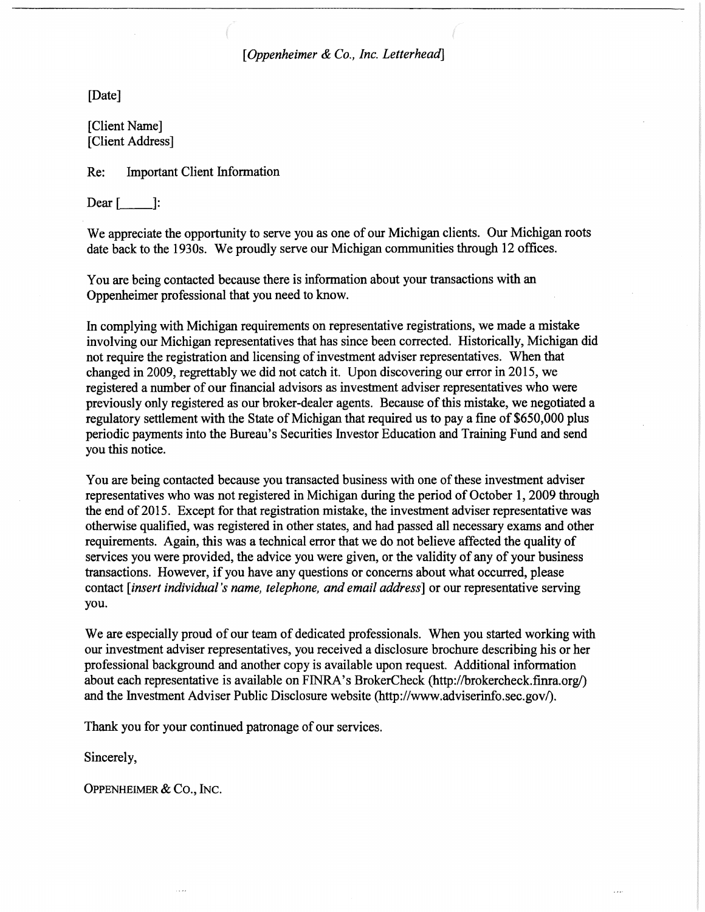*[Oppenheimer & Co., Inc. Letterhead]*

[Date]

[Client Name]
[Client Address]

Re: Important Client Information

Dear [_____]:

We appreciate the opportunity to serve you as one of our Michigan clients. Our Michigan roots date back to the 1930s. We proudly serve our Michigan communities through 12 offices.

You are being contacted because there is information about your transactions with an Oppenheimer professional that you need to know.

In complying with Michigan requirements on representative registrations, we made a mistake involving our Michigan representatives that has since been corrected. Historically, Michigan did not require the registration and licensing of investment adviser representatives. When that changed in 2009, regrettably we did not catch it. Upon discovering our error in 2015, we registered a number of our financial advisors as investment adviser representatives who were previously only registered as our broker-dealer agents. Because of this mistake, we negotiated a regulatory settlement with the State of Michigan that required us to pay a fine of $650,000 plus periodic payments into the Bureau's Securities Investor Education and Training Fund and send you this notice.

You are being contacted because you transacted business with one of these investment adviser representatives who was not registered in Michigan during the period of October 1, 2009 through the end of 2015. Except for that registration mistake, the investment adviser representative was otherwise qualified, was registered in other states, and had passed all necessary exams and other requirements. Again, this was a technical error that we do not believe affected the quality of services you were provided, the advice you were given, or the validity of any of your business transactions. However, if you have any questions or concerns about what occurred, please contact *[insert individual's name, telephone, and email address]* or our representative serving you.

We are especially proud of our team of dedicated professionals. When you started working with our investment adviser representatives, you received a disclosure brochure describing his or her professional background and another copy is available upon request. Additional information about each representative is available on FINRA's BrokerCheck (http://brokercheck.finra.org/) and the Investment Adviser Public Disclosure website (http://www.adviserinfo.sec.gov/).

Thank you for your continued patronage of our services.

Sincerely,

OPPENHEIMER & CO., INC.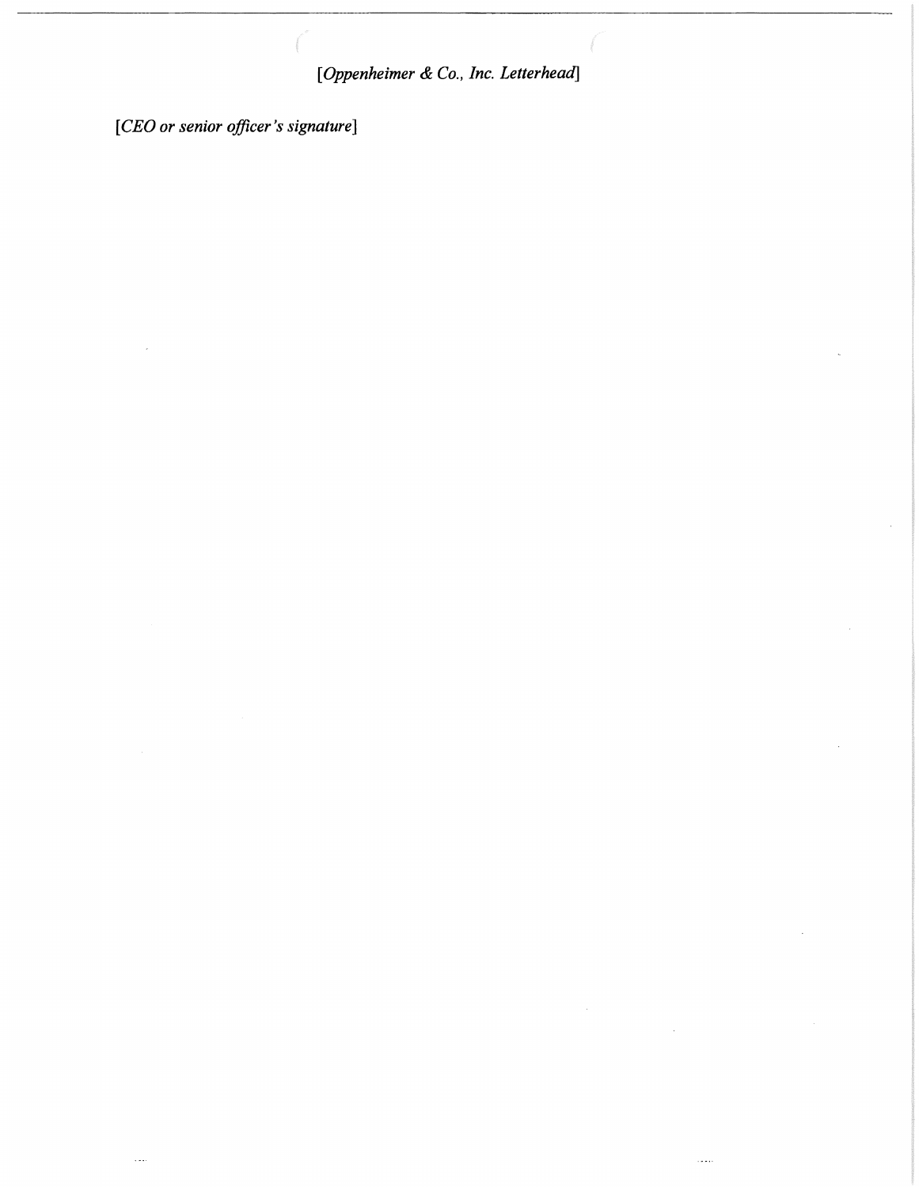*[Oppenheimer & Co., Inc. Letterhead]*

*[CEO or senior officer's signature]*